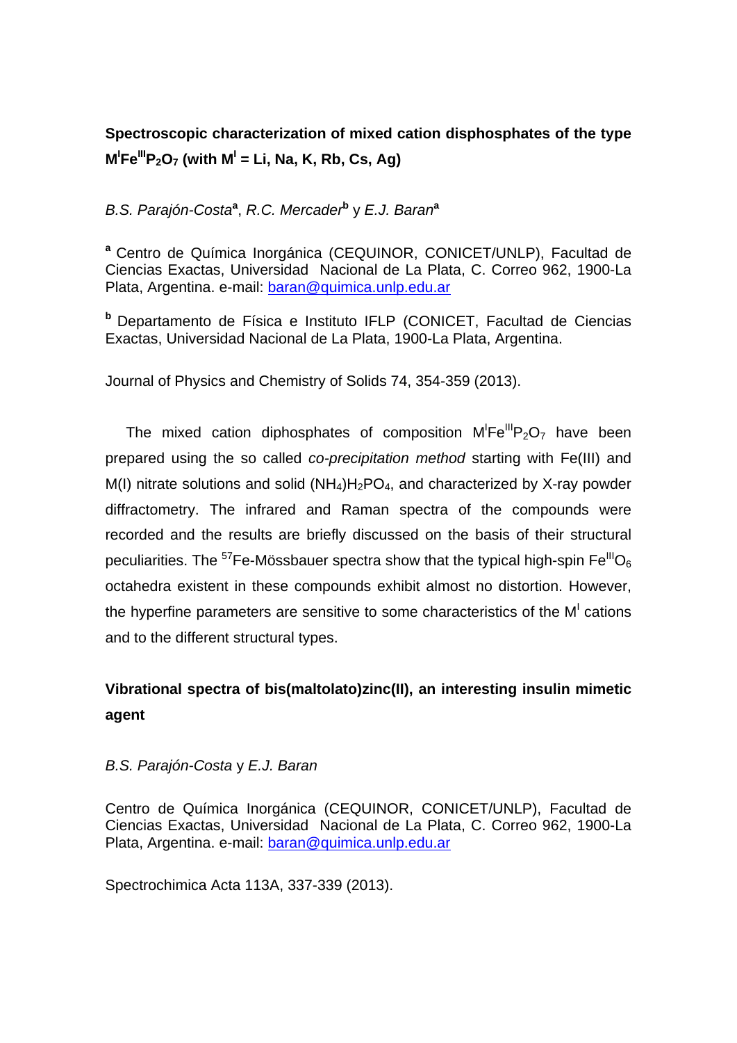## Spectroscopic characterization of mixed cation disphosphates of the type $M^{I}Fe^{III}P_2O_7$ (with $M^{I}$ = Li, Na, K, Rb, Cs, Ag)

*B.S. Parajón-Costa*[a], *R.C. Mercader*[b] y *E.J. Baran*[a]

[a] Centro de Química Inorgánica (CEQUINOR, CONICET/UNLP), Facultad de Ciencias Exactas, Universidad Nacional de La Plata, C. Correo 962, 1900-La Plata, Argentina. e-mail: baran@quimica.unlp.edu.ar

[b] Departamento de Física e Instituto IFLP (CONICET, Facultad de Ciencias Exactas, Universidad Nacional de La Plata, 1900-La Plata, Argentina.

Journal of Physics and Chemistry of Solids 74, 354-359 (2013).

The mixed cation diphosphates of composition $M^{I}Fe^{III}P_2O_7$ have been prepared using the so called *co-precipitation method* starting with Fe(III) and M(I) nitrate solutions and solid $(NH_4)H_2PO_4$, and characterized by X-ray powder diffractometry. The infrared and Raman spectra of the compounds were recorded and the results are briefly discussed on the basis of their structural peculiarities. The $^{57}$Fe-Mössbauer spectra show that the typical high-spin $Fe^{III}O_6$ octahedra existent in these compounds exhibit almost no distortion. However, the hyperfine parameters are sensitive to some characteristics of the $M^{I}$ cations and to the different structural types.

## Vibrational spectra of bis(maltolato)zinc(II), an interesting insulin mimetic agent

*B.S. Parajón-Costa* y *E.J. Baran*

Centro de Química Inorgánica (CEQUINOR, CONICET/UNLP), Facultad de Ciencias Exactas, Universidad Nacional de La Plata, C. Correo 962, 1900-La Plata, Argentina. e-mail: baran@quimica.unlp.edu.ar

Spectrochimica Acta 113A, 337-339 (2013).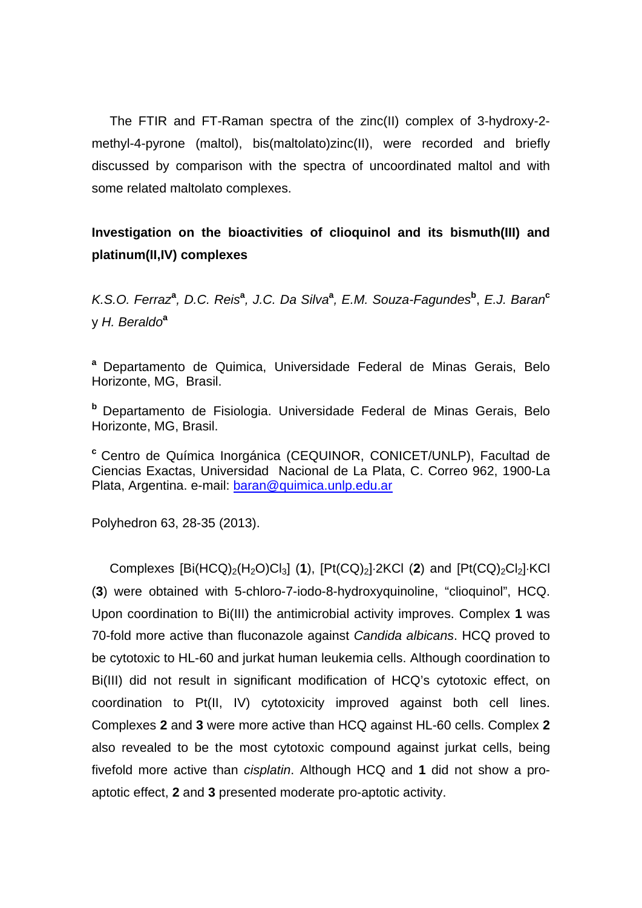The FTIR and FT-Raman spectra of the zinc(II) complex of 3-hydroxy-2-methyl-4-pyrone (maltol), bis(maltolato)zinc(II), were recorded and briefly discussed by comparison with the spectra of uncoordinated maltol and with some related maltolato complexes.

## Investigation on the bioactivities of clioquinol and its bismuth(III) and platinum(II,IV) complexes

*K.S.O. Ferraz*[a]*, D.C. Reis*[a]*, J.C. Da Silva*[a]*, E.M. Souza-Fagundes*[b], *E.J. Baran*[c] y *H. Beraldo*[a]

[a] Departamento de Quimica, Universidade Federal de Minas Gerais, Belo Horizonte, MG, Brasil.

[b] Departamento de Fisiologia. Universidade Federal de Minas Gerais, Belo Horizonte, MG, Brasil.

[c] Centro de Química Inorgánica (CEQUINOR, CONICET/UNLP), Facultad de Ciencias Exactas, Universidad Nacional de La Plata, C. Correo 962, 1900-La Plata, Argentina. e-mail: baran@quimica.unlp.edu.ar

Polyhedron 63, 28-35 (2013).

Complexes $[Bi(HCQ)_2(H_2O)Cl_3]$ (**1**), $[Pt(CQ)_2]\cdot 2KCl$ (**2**) and $[Pt(CQ)_2Cl_2]\cdot KCl$ (**3**) were obtained with 5-chloro-7-iodo-8-hydroxyquinoline, "clioquinol", HCQ. Upon coordination to Bi(III) the antimicrobial activity improves. Complex **1** was 70-fold more active than fluconazole against *Candida albicans*. HCQ proved to be cytotoxic to HL-60 and jurkat human leukemia cells. Although coordination to Bi(III) did not result in significant modification of HCQ's cytotoxic effect, on coordination to Pt(II, IV) cytotoxicity improved against both cell lines. Complexes **2** and **3** were more active than HCQ against HL-60 cells. Complex **2** also revealed to be the most cytotoxic compound against jurkat cells, being fivefold more active than *cisplatin*. Although HCQ and **1** did not show a pro-aptotic effect, **2** and **3** presented moderate pro-aptotic activity.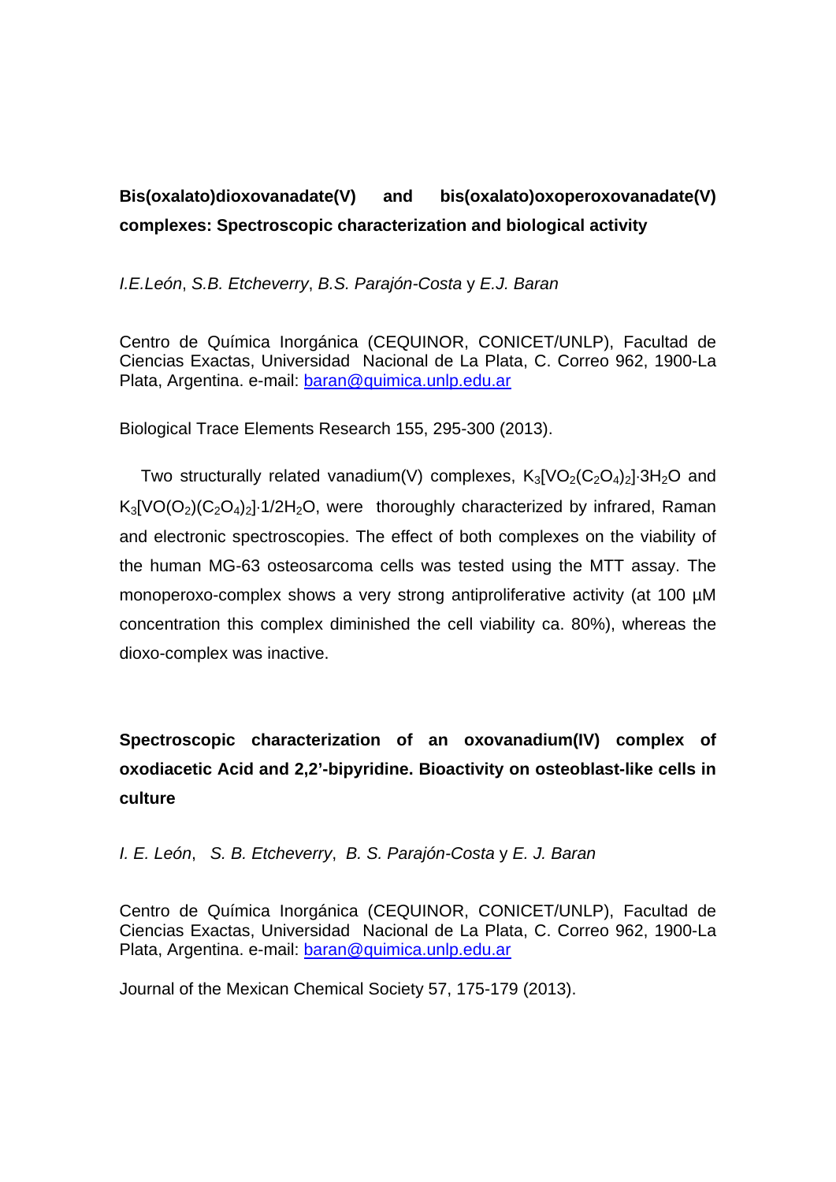## Bis(oxalato)dioxovanadate(V) and bis(oxalato)oxoperoxovanadate(V) complexes: Spectroscopic characterization and biological activity

*I.E.León*, *S.B. Etcheverry*, *B.S. Parajón-Costa* y *E.J. Baran*

Centro de Química Inorgánica (CEQUINOR, CONICET/UNLP), Facultad de Ciencias Exactas, Universidad Nacional de La Plata, C. Correo 962, 1900-La Plata, Argentina. e-mail: baran@quimica.unlp.edu.ar

Biological Trace Elements Research 155, 295-300 (2013).

Two structurally related vanadium(V) complexes, $K_3[VO_2(C_2O_4)_2]\cdot 3H_2O$ and $K_3[VO(O_2)(C_2O_4)_2]\cdot 1/2H_2O$, were thoroughly characterized by infrared, Raman and electronic spectroscopies. The effect of both complexes on the viability of the human MG-63 osteosarcoma cells was tested using the MTT assay. The monoperoxo-complex shows a very strong antiproliferative activity (at 100 µM concentration this complex diminished the cell viability ca. 80%), whereas the dioxo-complex was inactive.

## Spectroscopic characterization of an oxovanadium(IV) complex of oxodiacetic Acid and 2,2'-bipyridine. Bioactivity on osteoblast-like cells in culture

*I. E. León*, *S. B. Etcheverry*, *B. S. Parajón-Costa* y *E. J. Baran*

Centro de Química Inorgánica (CEQUINOR, CONICET/UNLP), Facultad de Ciencias Exactas, Universidad Nacional de La Plata, C. Correo 962, 1900-La Plata, Argentina. e-mail: baran@quimica.unlp.edu.ar

Journal of the Mexican Chemical Society 57, 175-179 (2013).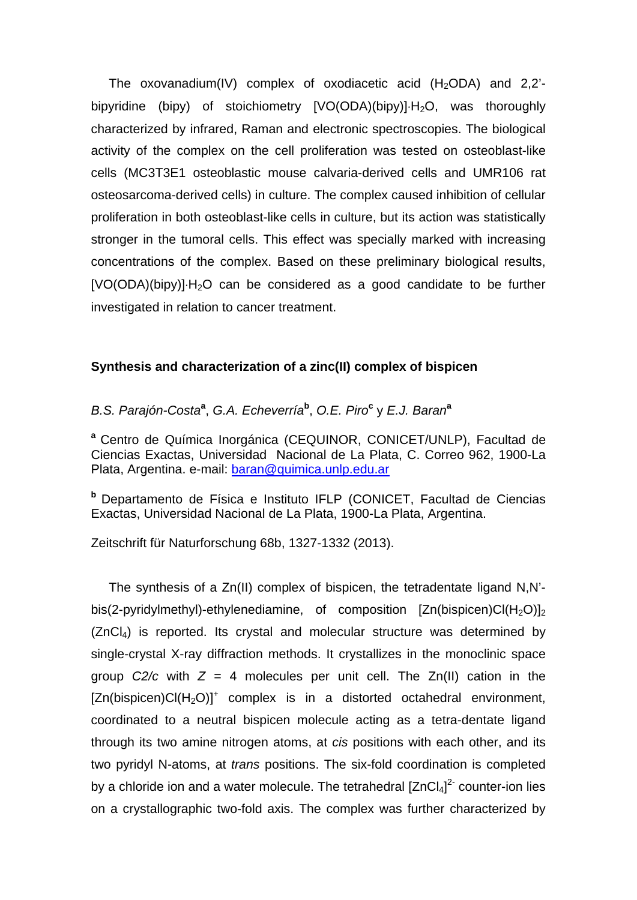The oxovanadium(IV) complex of oxodiacetic acid ($H_2$ODA) and 2,2'-bipyridine (bipy) of stoichiometry [VO(ODA)(bipy)]·$H_2O$, was thoroughly characterized by infrared, Raman and electronic spectroscopies. The biological activity of the complex on the cell proliferation was tested on osteoblast-like cells (MC3T3E1 osteoblastic mouse calvaria-derived cells and UMR106 rat osteosarcoma-derived cells) in culture. The complex caused inhibition of cellular proliferation in both osteoblast-like cells in culture, but its action was statistically stronger in the tumoral cells. This effect was specially marked with increasing concentrations of the complex. Based on these preliminary biological results, [VO(ODA)(bipy)]·$H_2O$ can be considered as a good candidate to be further investigated in relation to cancer treatment.

**Synthesis and characterization of a zinc(II) complex of bispicen**

*B.S. Parajón-Costa*[a], *G.A. Echeverría*[b], *O.E. Piro*[c] y *E.J. Baran*[a]

[a] Centro de Química Inorgánica (CEQUINOR, CONICET/UNLP), Facultad de Ciencias Exactas, Universidad Nacional de La Plata, C. Correo 962, 1900-La Plata, Argentina. e-mail: baran@quimica.unlp.edu.ar

[b] Departamento de Física e Instituto IFLP (CONICET, Facultad de Ciencias Exactas, Universidad Nacional de La Plata, 1900-La Plata, Argentina.

Zeitschrift für Naturforschung 68b, 1327-1332 (2013).

The synthesis of a Zn(II) complex of bispicen, the tetradentate ligand N,N'-bis(2-pyridylmethyl)-ethylenediamine, of composition $[Zn(bispicen)Cl(H_2O)]_2$ $(ZnCl_4)$ is reported. Its crystal and molecular structure was determined by single-crystal X-ray diffraction methods. It crystallizes in the monoclinic space group *C2/c* with $Z = 4$ molecules per unit cell. The Zn(II) cation in the $[Zn(bispicen)Cl(H_2O)]^+$ complex is in a distorted octahedral environment, coordinated to a neutral bispicen molecule acting as a tetra-dentate ligand through its two amine nitrogen atoms, at *cis* positions with each other, and its two pyridyl N-atoms, at *trans* positions. The six-fold coordination is completed by a chloride ion and a water molecule. The tetrahedral $[ZnCl_4]^{2-}$ counter-ion lies on a crystallographic two-fold axis. The complex was further characterized by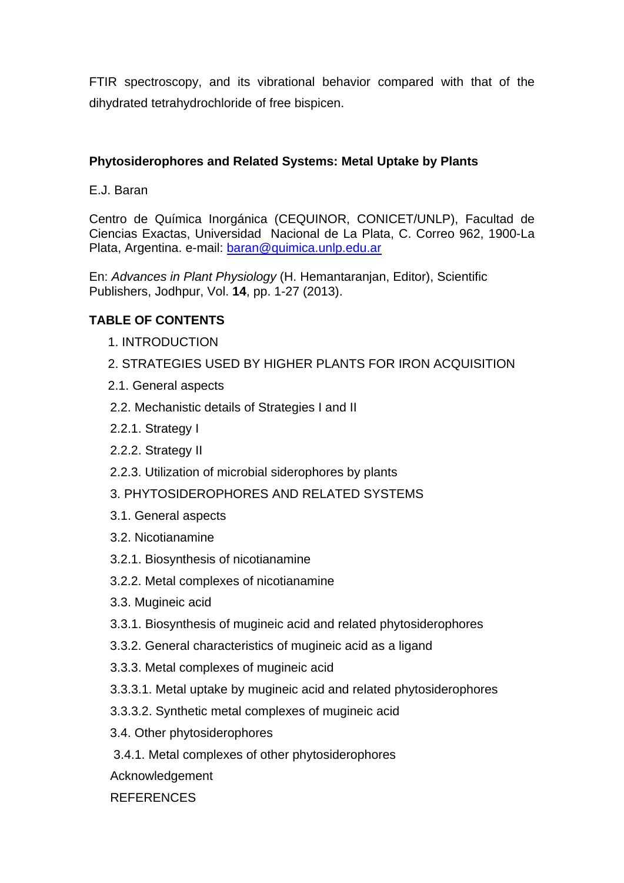FTIR spectroscopy, and its vibrational behavior compared with that of the dihydrated tetrahydrochloride of free bispicen.

## Phytosiderophores and Related Systems: Metal Uptake by Plants

E.J. Baran

Centro de Química Inorgánica (CEQUINOR, CONICET/UNLP), Facultad de Ciencias Exactas, Universidad Nacional de La Plata, C. Correo 962, 1900-La Plata, Argentina. e-mail: baran@quimica.unlp.edu.ar

En: *Advances in Plant Physiology* (H. Hemantaranjan, Editor), Scientific Publishers, Jodhpur, Vol. **14**, pp. 1-27 (2013).

### TABLE OF CONTENTS

1. INTRODUCTION
2. STRATEGIES USED BY HIGHER PLANTS FOR IRON ACQUISITION

2.1. General aspects

2.2. Mechanistic details of Strategies I and II

2.2.1. Strategy I

2.2.2. Strategy II

2.2.3. Utilization of microbial siderophores by plants

3. PHYTOSIDEROPHORES AND RELATED SYSTEMS

3.1. General aspects

3.2. Nicotianamine

3.2.1. Biosynthesis of nicotianamine

3.2.2. Metal complexes of nicotianamine

3.3. Mugineic acid

3.3.1. Biosynthesis of mugineic acid and related phytosiderophores

3.3.2. General characteristics of mugineic acid as a ligand

3.3.3. Metal complexes of mugineic acid

3.3.3.1. Metal uptake by mugineic acid and related phytosiderophores

3.3.3.2. Synthetic metal complexes of mugineic acid

3.4. Other phytosiderophores

3.4.1. Metal complexes of other phytosiderophores

Acknowledgement

REFERENCES